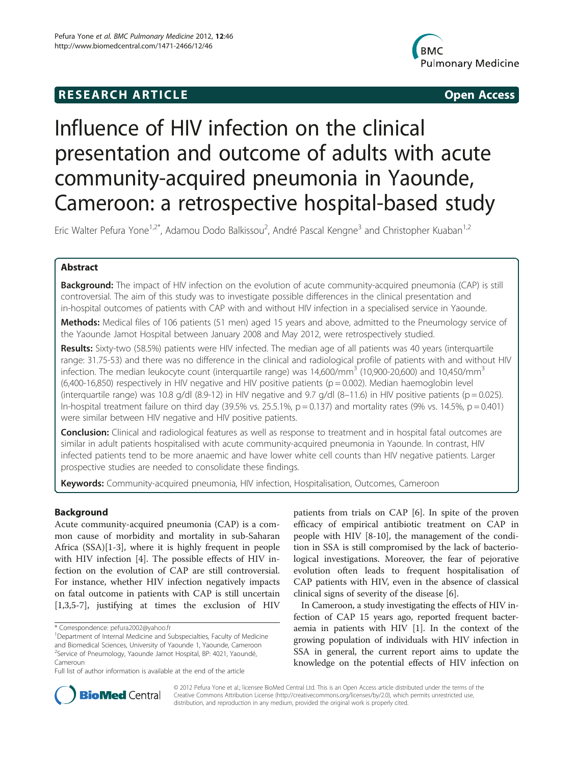**RESEARCH ARTICLE** **Open Access**

# Influence of HIV infection on the clinical presentation and outcome of adults with acute community-acquired pneumonia in Yaounde, Cameroon: a retrospective hospital-based study

Eric Walter Pefura Yone[1,2*], Adamou Dodo Balkissou[2], André Pascal Kengne[3] and Christopher Kuaban[1,2]

## Abstract

**Background:** The impact of HIV infection on the evolution of acute community-acquired pneumonia (CAP) is still controversial. The aim of this study was to investigate possible differences in the clinical presentation and in-hospital outcomes of patients with CAP with and without HIV infection in a specialised service in Yaounde.

**Methods:** Medical files of 106 patients (51 men) aged 15 years and above, admitted to the Pneumology service of the Yaounde Jamot Hospital between January 2008 and May 2012, were retrospectively studied.

**Results:** Sixty-two (58.5%) patients were HIV infected. The median age of all patients was 40 years (interquartile range: 31.75-53) and there was no difference in the clinical and radiological profile of patients with and without HIV infection. The median leukocyte count (interquartile range) was 14,600/mm$^3$ (10,900-20,600) and 10,450/mm$^3$ (6,400-16,850) respectively in HIV negative and HIV positive patients ($p = 0.002$). Median haemoglobin level (interquartile range) was 10.8 g/dl (8.9-12) in HIV negative and 9.7 g/dl (8–11.6) in HIV positive patients ($p = 0.025$). In-hospital treatment failure on third day (39.5% vs. 25.5.1%, $p = 0.137$) and mortality rates (9% vs. 14.5%, $p = 0.401$) were similar between HIV negative and HIV positive patients.

**Conclusion:** Clinical and radiological features as well as response to treatment and in hospital fatal outcomes are similar in adult patients hospitalised with acute community-acquired pneumonia in Yaounde. In contrast, HIV infected patients tend to be more anaemic and have lower white cell counts than HIV negative patients. Larger prospective studies are needed to consolidate these findings.

**Keywords:** Community-acquired pneumonia, HIV infection, Hospitalisation, Outcomes, Cameroon

## Background

Acute community-acquired pneumonia (CAP) is a common cause of morbidity and mortality in sub-Saharan Africa (SSA)[1-3], where it is highly frequent in people with HIV infection [4]. The possible effects of HIV infection on the evolution of CAP are still controversial. For instance, whether HIV infection negatively impacts on fatal outcome in patients with CAP is still uncertain [1,3,5-7], justifying at times the exclusion of HIV patients from trials on CAP [6]. In spite of the proven efficacy of empirical antibiotic treatment on CAP in people with HIV [8-10], the management of the condition in SSA is still compromised by the lack of bacteriological investigations. Moreover, the fear of pejorative evolution often leads to frequent hospitalisation of CAP patients with HIV, even in the absence of classical clinical signs of severity of the disease [6].

In Cameroon, a study investigating the effects of HIV infection of CAP 15 years ago, reported frequent bacteraemia in patients with HIV [1]. In the context of the growing population of individuals with HIV infection in SSA in general, the current report aims to update the knowledge on the potential effects of HIV infection on

\* Correspondence: pefura2002@yahoo.fr
[1]Department of Internal Medicine and Subspecialties, Faculty of Medicine and Biomedical Sciences, University of Yaounde 1, Yaounde, Cameroon
[2]Service of Pneumology, Yaounde Jamot Hospital, BP: 4021, Yaoundé, Cameroun
Full list of author information is available at the end of the article

© 2012 Pefura Yone et al.; licensee BioMed Central Ltd. This is an Open Access article distributed under the terms of the Creative Commons Attribution License (http://creativecommons.org/licenses/by/2.0), which permits unrestricted use, distribution, and reproduction in any medium, provided the original work is properly cited.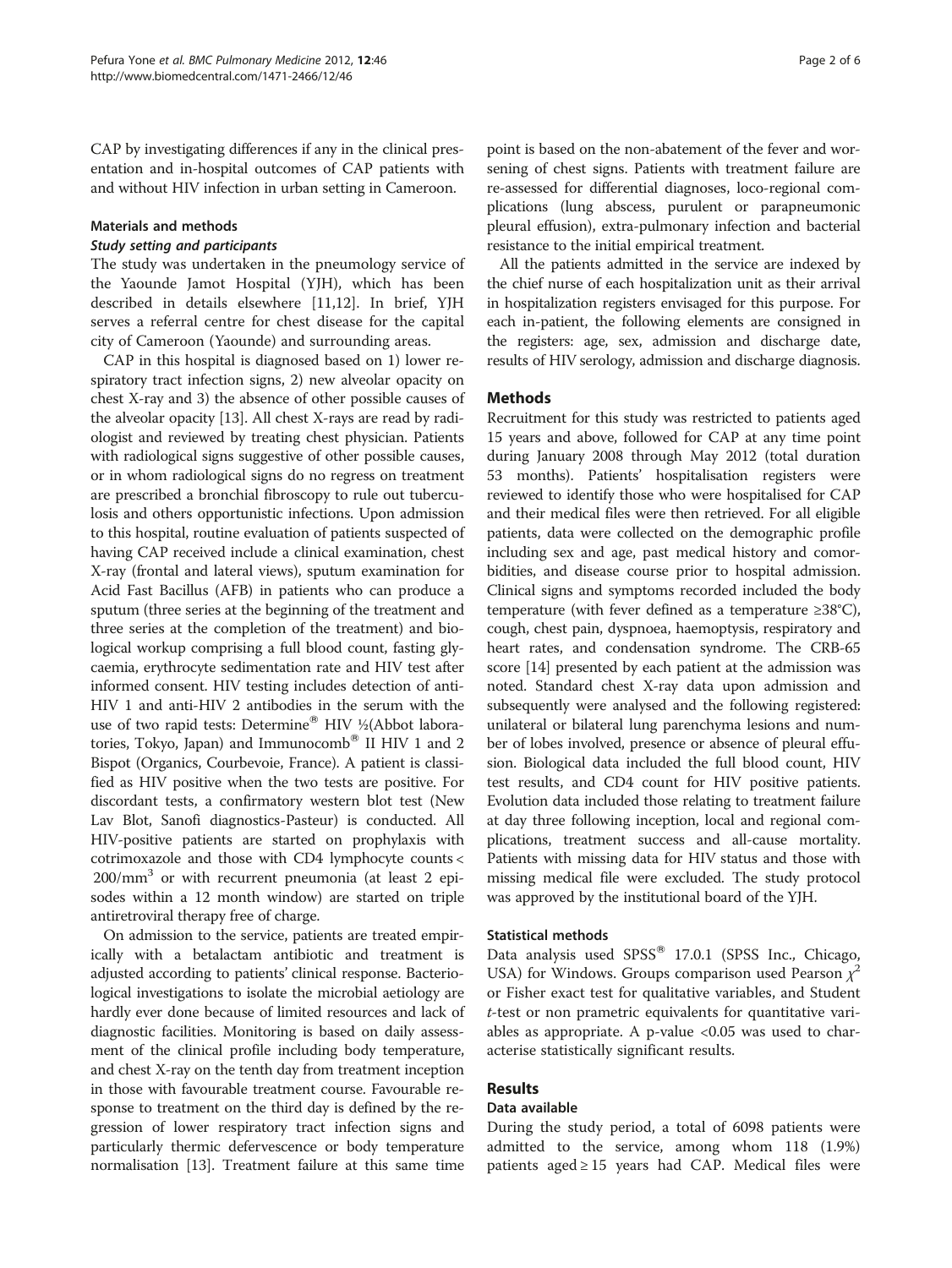CAP by investigating differences if any in the clinical presentation and in-hospital outcomes of CAP patients with and without HIV infection in urban setting in Cameroon.

## Materials and methods

### *Study setting and participants*

The study was undertaken in the pneumology service of the Yaounde Jamot Hospital (YJH), which has been described in details elsewhere [11,12]. In brief, YJH serves a referral centre for chest disease for the capital city of Cameroon (Yaounde) and surrounding areas.

CAP in this hospital is diagnosed based on 1) lower respiratory tract infection signs, 2) new alveolar opacity on chest X-ray and 3) the absence of other possible causes of the alveolar opacity [13]. All chest X-rays are read by radiologist and reviewed by treating chest physician. Patients with radiological signs suggestive of other possible causes, or in whom radiological signs do no regress on treatment are prescribed a bronchial fibroscopy to rule out tuberculosis and others opportunistic infections. Upon admission to this hospital, routine evaluation of patients suspected of having CAP received include a clinical examination, chest X-ray (frontal and lateral views), sputum examination for Acid Fast Bacillus (AFB) in patients who can produce a sputum (three series at the beginning of the treatment and three series at the completion of the treatment) and biological workup comprising a full blood count, fasting glycaemia, erythrocyte sedimentation rate and HIV test after informed consent. HIV testing includes detection of anti-HIV 1 and anti-HIV 2 antibodies in the serum with the use of two rapid tests: Determine® HIV ½(Abbot laboratories, Tokyo, Japan) and Immunocomb® II HIV 1 and 2 Bispot (Organics, Courbevoie, France). A patient is classified as HIV positive when the two tests are positive. For discordant tests, a confirmatory western blot test (New Lav Blot, Sanofi diagnostics-Pasteur) is conducted. All HIV-positive patients are started on prophylaxis with cotrimoxazole and those with CD4 lymphocyte counts < $200/mm^3$ or with recurrent pneumonia (at least 2 episodes within a 12 month window) are started on triple antiretroviral therapy free of charge.

On admission to the service, patients are treated empirically with a betalactam antibiotic and treatment is adjusted according to patients' clinical response. Bacteriological investigations to isolate the microbial aetiology are hardly ever done because of limited resources and lack of diagnostic facilities. Monitoring is based on daily assessment of the clinical profile including body temperature, and chest X-ray on the tenth day from treatment inception in those with favourable treatment course. Favourable response to treatment on the third day is defined by the regression of lower respiratory tract infection signs and particularly thermic defervescence or body temperature normalisation [13]. Treatment failure at this same time point is based on the non-abatement of the fever and worsening of chest signs. Patients with treatment failure are re-assessed for differential diagnoses, loco-regional complications (lung abscess, purulent or parapneumonic pleural effusion), extra-pulmonary infection and bacterial resistance to the initial empirical treatment.

All the patients admitted in the service are indexed by the chief nurse of each hospitalization unit as their arrival in hospitalization registers envisaged for this purpose. For each in-patient, the following elements are consigned in the registers: age, sex, admission and discharge date, results of HIV serology, admission and discharge diagnosis.

## Methods

Recruitment for this study was restricted to patients aged 15 years and above, followed for CAP at any time point during January 2008 through May 2012 (total duration 53 months). Patients' hospitalisation registers were reviewed to identify those who were hospitalised for CAP and their medical files were then retrieved. For all eligible patients, data were collected on the demographic profile including sex and age, past medical history and comorbidities, and disease course prior to hospital admission. Clinical signs and symptoms recorded included the body temperature (with fever defined as a temperature ≥38°C), cough, chest pain, dyspnoea, haemoptysis, respiratory and heart rates, and condensation syndrome. The CRB-65 score [14] presented by each patient at the admission was noted. Standard chest X-ray data upon admission and subsequently were analysed and the following registered: unilateral or bilateral lung parenchyma lesions and number of lobes involved, presence or absence of pleural effusion. Biological data included the full blood count, HIV test results, and CD4 count for HIV positive patients. Evolution data included those relating to treatment failure at day three following inception, local and regional complications, treatment success and all-cause mortality. Patients with missing data for HIV status and those with missing medical file were excluded. The study protocol was approved by the institutional board of the YJH.

### Statistical methods

Data analysis used SPSS® 17.0.1 (SPSS Inc., Chicago, USA) for Windows. Groups comparison used Pearson $\chi^2$ or Fisher exact test for qualitative variables, and Student *t*-test or non prametric equivalents for quantitative variables as appropriate. A p-value <0.05 was used to characterise statistically significant results.

## Results

### Data available

During the study period, a total of 6098 patients were admitted to the service, among whom 118 (1.9%) patients aged ≥ 15 years had CAP. Medical files were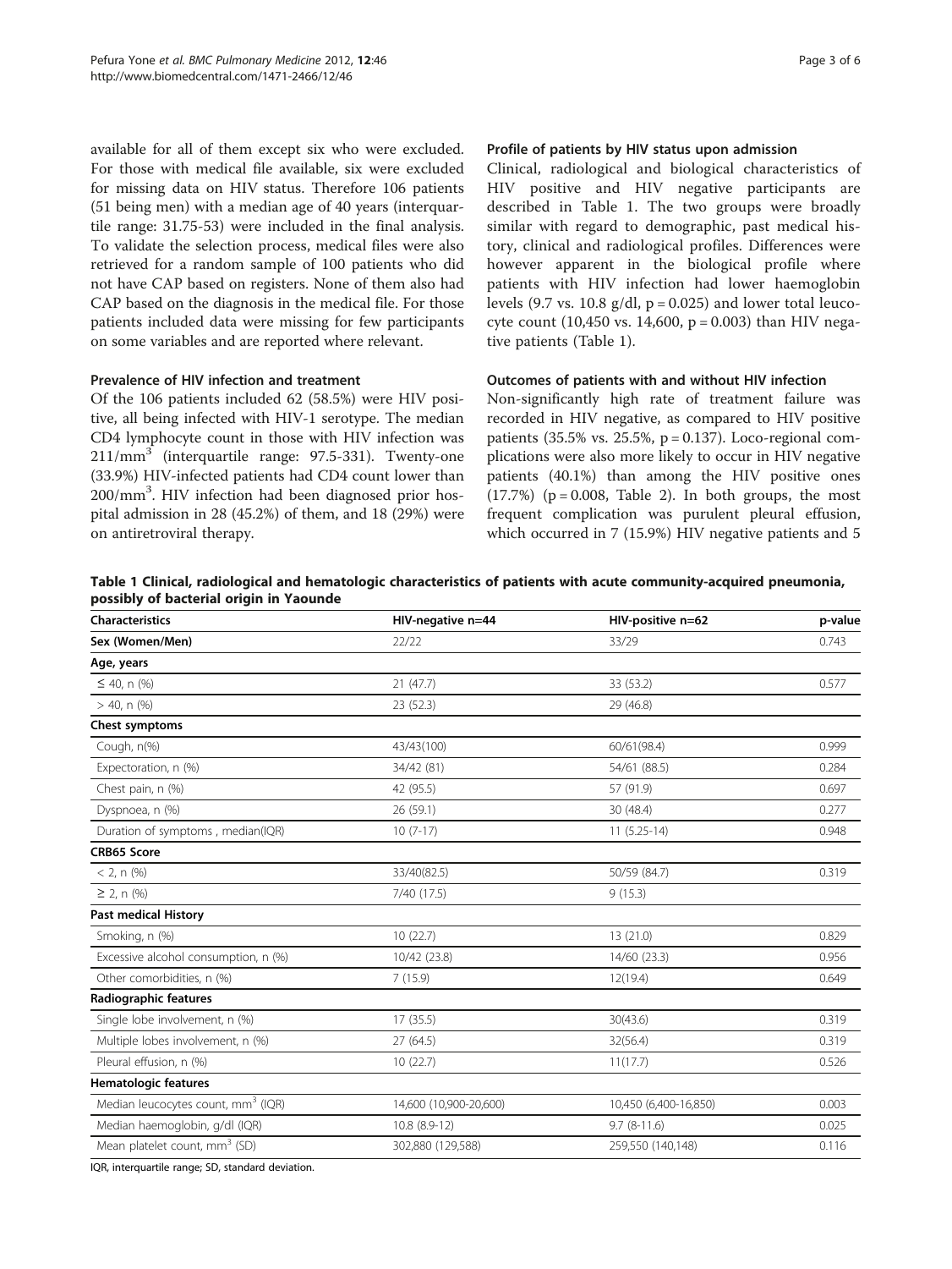available for all of them except six who were excluded. For those with medical file available, six were excluded for missing data on HIV status. Therefore 106 patients (51 being men) with a median age of 40 years (interquartile range: 31.75-53) were included in the final analysis. To validate the selection process, medical files were also retrieved for a random sample of 100 patients who did not have CAP based on registers. None of them also had CAP based on the diagnosis in the medical file. For those patients included data were missing for few participants on some variables and are reported where relevant.

### Prevalence of HIV infection and treatment

Of the 106 patients included 62 (58.5%) were HIV positive, all being infected with HIV-1 serotype. The median CD4 lymphocyte count in those with HIV infection was $211/mm^3$ (interquartile range: 97.5-331). Twenty-one (33.9%) HIV-infected patients had CD4 count lower than $200/mm^3$. HIV infection had been diagnosed prior hospital admission in 28 (45.2%) of them, and 18 (29%) were on antiretroviral therapy.

### Profile of patients by HIV status upon admission

Clinical, radiological and biological characteristics of HIV positive and HIV negative participants are described in Table 1. The two groups were broadly similar with regard to demographic, past medical history, clinical and radiological profiles. Differences were however apparent in the biological profile where patients with HIV infection had lower haemoglobin levels (9.7 vs. 10.8 g/dl, $p = 0.025$) and lower total leucocyte count (10,450 vs. 14,600, $p = 0.003$) than HIV negative patients (Table 1).

### Outcomes of patients with and without HIV infection

Non-significantly high rate of treatment failure was recorded in HIV negative, as compared to HIV positive patients (35.5% vs. 25.5%, $p = 0.137$). Loco-regional complications were also more likely to occur in HIV negative patients (40.1%) than among the HIV positive ones (17.7%) ($p = 0.008$, Table 2). In both groups, the most frequent complication was purulent pleural effusion, which occurred in 7 (15.9%) HIV negative patients and 5

**Table 1 Clinical, radiological and hematologic characteristics of patients with acute community-acquired pneumonia, possibly of bacterial origin in Yaounde**

| Characteristics | HIV-negative n=44 | HIV-positive n=62 | p-value |
|---|---|---|---|
| **Sex (Women/Men)** | 22/22 | 33/29 | 0.743 |
| **Age, years** | | | |
| ≤ 40, n (%) | 21 (47.7) | 33 (53.2) | 0.577 |
| > 40, n (%) | 23 (52.3) | 29 (46.8) | |
| **Chest symptoms** | | | |
| Cough, n(%) | 43/43(100) | 60/61(98.4) | 0.999 |
| Expectoration, n (%) | 34/42 (81) | 54/61 (88.5) | 0.284 |
| Chest pain, n (%) | 42 (95.5) | 57 (91.9) | 0.697 |
| Dyspnoea, n (%) | 26 (59.1) | 30 (48.4) | 0.277 |
| Duration of symptoms , median(IQR) | 10 (7-17) | 11 (5.25-14) | 0.948 |
| **CRB65 Score** | | | |
| < 2, n (%) | 33/40(82.5) | 50/59 (84.7) | 0.319 |
| ≥ 2, n (%) | 7/40 (17.5) | 9 (15.3) | |
| **Past medical History** | | | |
| Smoking, n (%) | 10 (22.7) | 13 (21.0) | 0.829 |
| Excessive alcohol consumption, n (%) | 10/42 (23.8) | 14/60 (23.3) | 0.956 |
| Other comorbidities, n (%) | 7 (15.9) | 12(19.4) | 0.649 |
| **Radiographic features** | | | |
| Single lobe involvement, n (%) | 17 (35.5) | 30(43.6) | 0.319 |
| Multiple lobes involvement, n (%) | 27 (64.5) | 32(56.4) | 0.319 |
| Pleural effusion, n (%) | 10 (22.7) | 11(17.7) | 0.526 |
| **Hematologic features** | | | |
| Median leucocytes count, $mm^3$ (IQR) | 14,600 (10,900-20,600) | 10,450 (6,400-16,850) | 0.003 |
| Median haemoglobin, g/dl (IQR) | 10.8 (8.9-12) | 9.7 (8-11.6) | 0.025 |
| Mean platelet count, $mm^3$ (SD) | 302,880 (129,588) | 259,550 (140,148) | 0.116 |

IQR, interquartile range; SD, standard deviation.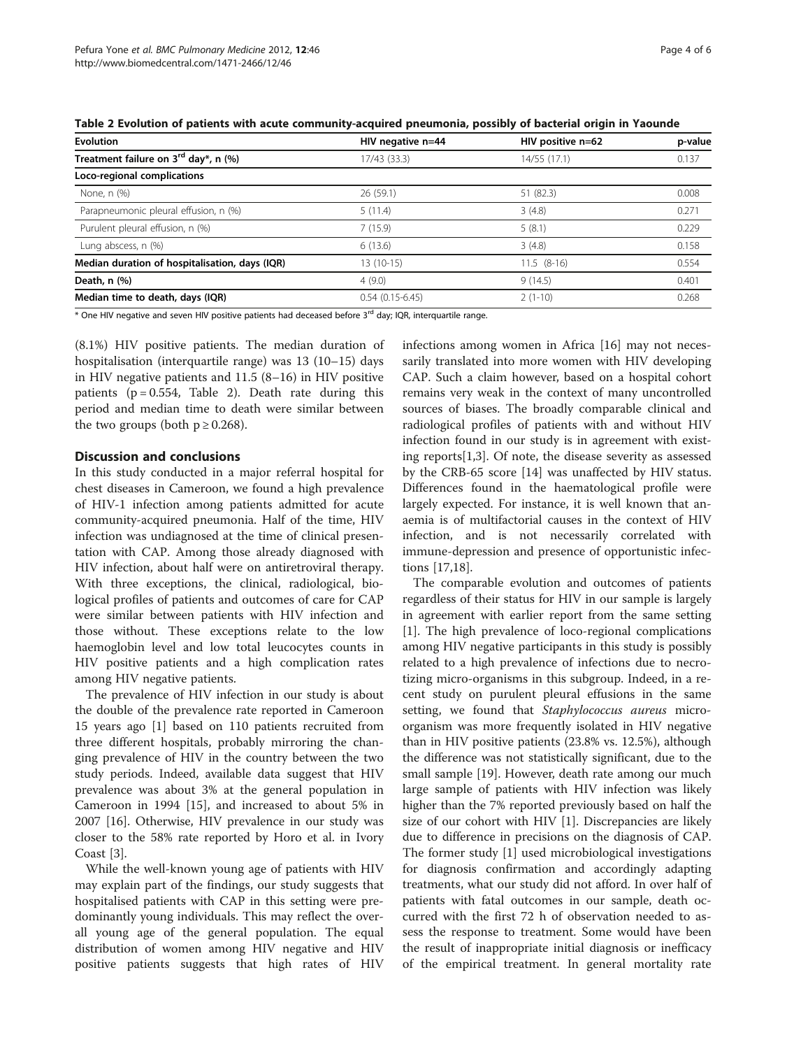**Table 2 Evolution of patients with acute community-acquired pneumonia, possibly of bacterial origin in Yaounde**

| Evolution | HIV negative n=44 | HIV positive n=62 | p-value |
|---|---|---|---|
| **Treatment failure on 3rd day*, n (%)** | 17/43 (33.3) | 14/55 (17.1) | 0.137 |
| **Loco-regional complications** | | | |
| None, n (%) | 26 (59.1) | 51 (82.3) | 0.008 |
| Parapneumonic pleural effusion, n (%) | 5 (11.4) | 3 (4.8) | 0.271 |
| Purulent pleural effusion, n (%) | 7 (15.9) | 5 (8.1) | 0.229 |
| Lung abscess, n (%) | 6 (13.6) | 3 (4.8) | 0.158 |
| **Median duration of hospitalisation, days (IQR)** | 13 (10-15) | 11.5 (8-16) | 0.554 |
| **Death, n (%)** | 4 (9.0) | 9 (14.5) | 0.401 |
| **Median time to death, days (IQR)** | 0.54 (0.15-6.45) | 2 (1-10) | 0.268 |

* One HIV negative and seven HIV positive patients had deceased before 3rd day; IQR, interquartile range.

(8.1%) HIV positive patients. The median duration of hospitalisation (interquartile range) was 13 (10–15) days in HIV negative patients and 11.5 (8–16) in HIV positive patients ($p = 0.554$, Table 2). Death rate during this period and median time to death were similar between the two groups (both $p \geq 0.268$).

## Discussion and conclusions

In this study conducted in a major referral hospital for chest diseases in Cameroon, we found a high prevalence of HIV-1 infection among patients admitted for acute community-acquired pneumonia. Half of the time, HIV infection was undiagnosed at the time of clinical presentation with CAP. Among those already diagnosed with HIV infection, about half were on antiretroviral therapy. With three exceptions, the clinical, radiological, biological profiles of patients and outcomes of care for CAP were similar between patients with HIV infection and those without. These exceptions relate to the low haemoglobin level and low total leucocytes counts in HIV positive patients and a high complication rates among HIV negative patients.

The prevalence of HIV infection in our study is about the double of the prevalence rate reported in Cameroon 15 years ago [1] based on 110 patients recruited from three different hospitals, probably mirroring the changing prevalence of HIV in the country between the two study periods. Indeed, available data suggest that HIV prevalence was about 3% at the general population in Cameroon in 1994 [15], and increased to about 5% in 2007 [16]. Otherwise, HIV prevalence in our study was closer to the 58% rate reported by Horo et al. in Ivory Coast [3].

While the well-known young age of patients with HIV may explain part of the findings, our study suggests that hospitalised patients with CAP in this setting were predominantly young individuals. This may reflect the overall young age of the general population. The equal distribution of women among HIV negative and HIV positive patients suggests that high rates of HIV infections among women in Africa [16] may not necessarily translated into more women with HIV developing CAP. Such a claim however, based on a hospital cohort remains very weak in the context of many uncontrolled sources of biases. The broadly comparable clinical and radiological profiles of patients with and without HIV infection found in our study is in agreement with existing reports[1,3]. Of note, the disease severity as assessed by the CRB-65 score [14] was unaffected by HIV status. Differences found in the haematological profile were largely expected. For instance, it is well known that anaemia is of multifactorial causes in the context of HIV infection, and is not necessarily correlated with immune-depression and presence of opportunistic infections [17,18].

The comparable evolution and outcomes of patients regardless of their status for HIV in our sample is largely in agreement with earlier report from the same setting [1]. The high prevalence of loco-regional complications among HIV negative participants in this study is possibly related to a high prevalence of infections due to necrotizing micro-organisms in this subgroup. Indeed, in a recent study on purulent pleural effusions in the same setting, we found that *Staphylococcus aureus* microorganism was more frequently isolated in HIV negative than in HIV positive patients (23.8% vs. 12.5%), although the difference was not statistically significant, due to the small sample [19]. However, death rate among our much large sample of patients with HIV infection was likely higher than the 7% reported previously based on half the size of our cohort with HIV [1]. Discrepancies are likely due to difference in precisions on the diagnosis of CAP. The former study [1] used microbiological investigations for diagnosis confirmation and accordingly adapting treatments, what our study did not afford. In over half of patients with fatal outcomes in our sample, death occurred with the first 72 h of observation needed to assess the response to treatment. Some would have been the result of inappropriate initial diagnosis or inefficacy of the empirical treatment. In general mortality rate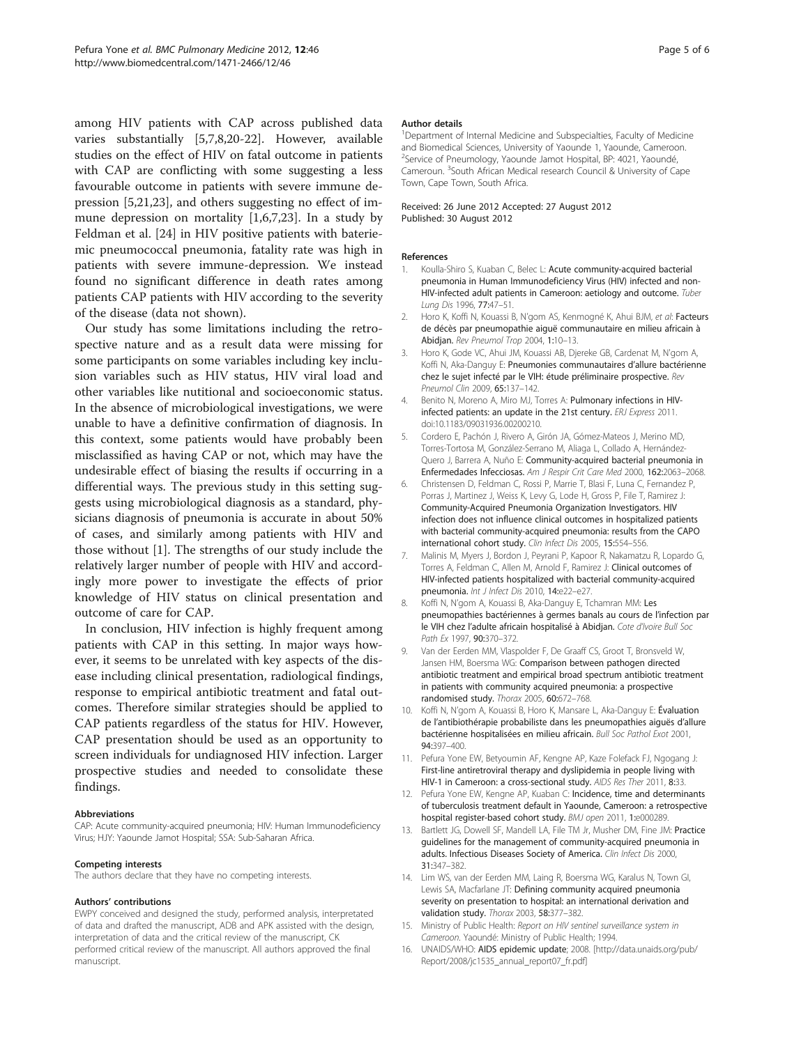among HIV patients with CAP across published data varies substantially [5,7,8,20-22]. However, available studies on the effect of HIV on fatal outcome in patients with CAP are conflicting with some suggesting a less favourable outcome in patients with severe immune depression [5,21,23], and others suggesting no effect of immune depression on mortality [1,6,7,23]. In a study by Feldman et al. [24] in HIV positive patients with bateriemic pneumococcal pneumonia, fatality rate was high in patients with severe immune-depression. We instead found no significant difference in death rates among patients CAP patients with HIV according to the severity of the disease (data not shown).

Our study has some limitations including the retrospective nature and as a result data were missing for some participants on some variables including key inclusion variables such as HIV status, HIV viral load and other variables like nutitional and socioeconomic status. In the absence of microbiological investigations, we were unable to have a definitive confirmation of diagnosis. In this context, some patients would have probably been misclassified as having CAP or not, which may have the undesirable effect of biasing the results if occurring in a differential ways. The previous study in this setting suggests using microbiological diagnosis as a standard, physicians diagnosis of pneumonia is accurate in about 50% of cases, and similarly among patients with HIV and those without [1]. The strengths of our study include the relatively larger number of people with HIV and accordingly more power to investigate the effects of prior knowledge of HIV status on clinical presentation and outcome of care for CAP.

In conclusion, HIV infection is highly frequent among patients with CAP in this setting. In major ways however, it seems to be unrelated with key aspects of the disease including clinical presentation, radiological findings, response to empirical antibiotic treatment and fatal outcomes. Therefore similar strategies should be applied to CAP patients regardless of the status for HIV. However, CAP presentation should be used as an opportunity to screen individuals for undiagnosed HIV infection. Larger prospective studies and needed to consolidate these findings.

#### Abbreviations

CAP: Acute community-acquired pneumonia; HIV: Human Immunodeficiency Virus; HJY: Yaounde Jamot Hospital; SSA: Sub-Saharan Africa.

#### Competing interests

The authors declare that they have no competing interests.

#### Authors' contributions

EWPY conceived and designed the study, performed analysis, interpretated of data and drafted the manuscript, ADB and APK assisted with the design, interpretation of data and the critical review of the manuscript, CK performed critical review of the manuscript. All authors approved the final manuscript.

#### Author details

[1]Department of Internal Medicine and Subspecialties, Faculty of Medicine and Biomedical Sciences, University of Yaounde 1, Yaounde, Cameroon. [2]Service of Pneumology, Yaounde Jamot Hospital, BP: 4021, Yaoundé, Cameroun. [3]South African Medical research Council & University of Cape Town, Cape Town, South Africa.

Received: 26 June 2012 Accepted: 27 August 2012
Published: 30 August 2012

#### References

1. Koulla-Shiro S, Kuaban C, Belec L: **Acute community-acquired bacterial pneumonia in Human Immunodeficiency Virus (HIV) infected and non-HIV-infected adult patients in Cameroon: aetiology and outcome.** *Tuber Lung Dis* 1996, **77**:47–51.
2. Horo K, Koffi N, Kouassi B, N'gom AS, Kenmogné K, Ahui BJM, *et al*: **Facteurs de décès par pneumopathie aiguë communautaire en milieu africain à Abidjan.** *Rev Pneumol Trop* 2004, **1**:10–13.
3. Horo K, Gode VC, Ahui JM, Kouassi AB, Djereke GB, Cardenat M, N'gom A, Koffi N, Aka-Danguy E: **Pneumonies communautaires d'allure bactérienne chez le sujet infecté par le VIH: étude préliminaire prospective.** *Rev Pneumol Clin* 2009, **65**:137–142.
4. Benito N, Moreno A, Miro MJ, Torres A: **Pulmonary infections in HIV-infected patients: an update in the 21st century.** *ERJ Express* 2011. doi:10.1183/09031936.00200210.
5. Cordero E, Pachón J, Rivero A, Girón JA, Gómez-Mateos J, Merino MD, Torres-Tortosa M, González-Serrano M, Aliaga L, Collado A, Hernández-Quero J, Barrera A, Nuño E: **Community-acquired bacterial pneumonia in Enfermedades Infecciosas.** *Am J Respir Crit Care Med* 2000, **162**:2063–2068.
6. Christensen D, Feldman C, Rossi P, Marrie T, Blasi F, Luna C, Fernandez P, Porras J, Martinez J, Weiss K, Levy G, Lode H, Gross P, File T, Ramirez J: **Community-Acquired Pneumonia Organization Investigators. HIV infection does not influence clinical outcomes in hospitalized patients with bacterial community-acquired pneumonia: results from the CAPO international cohort study.** *Clin Infect Dis* 2005, **15**:554–556.
7. Malinis M, Myers J, Bordon J, Peyrani P, Kapoor R, Nakamatzu R, Lopardo G, Torres A, Feldman C, Allen M, Arnold F, Ramirez J: **Clinical outcomes of HIV-infected patients hospitalized with bacterial community-acquired pneumonia.** *Int J Infect Dis* 2010, **14**:e22–e27.
8. Koffi N, N'gom A, Kouassi B, Aka-Danguy E, Tchamran MM: **Les pneumopathies bactériennes à germes banals au cours de l'infection par le VIH chez l'adulte africain hospitalisé à Abidjan.** *Cote d'Ivoire Bull Soc Path Ex* 1997, **90**:370–372.
9. Van der Eerden MM, Vlaspolder F, De Graaff CS, Groot T, Bronsveld W, Jansen HM, Boersma WG: **Comparison between pathogen directed antibiotic treatment and empirical broad spectrum antibiotic treatment in patients with community acquired pneumonia: a prospective randomised study.** *Thorax* 2005, **60**:672–768.
10. Koffi N, N'gom A, Kouassi B, Horo K, Mansare L, Aka-Danguy E: **Évaluation de l'antibiothérapie probabiliste dans les pneumopathies aiguës d'allure bactérienne hospitalisées en milieu africain.** *Bull Soc Pathol Exot* 2001, **94**:397–400.
11. Pefura Yone EW, Betyoumin AF, Kengne AP, Kaze Folefack FJ, Ngogang J: **First-line antiretroviral therapy and dyslipidemia in people living with HIV-1 in Cameroon: a cross-sectional study.** *AIDS Res Ther* 2011, **8**:33.
12. Pefura Yone EW, Kengne AP, Kuaban C: **Incidence, time and determinants of tuberculosis treatment default in Yaounde, Cameroon: a retrospective hospital register-based cohort study.** *BMJ open* 2011, **1**:e000289.
13. Bartlett JG, Dowell SF, Mandell LA, File TM Jr, Musher DM, Fine JM: **Practice guidelines for the management of community-acquired pneumonia in adults. Infectious Diseases Society of America.** *Clin Infect Dis* 2000, **31**:347–382.
14. Lim WS, van der Eerden MM, Laing R, Boersma WG, Karalus N, Town GI, Lewis SA, Macfarlane JT: **Defining community acquired pneumonia severity on presentation to hospital: an international derivation and validation study.** *Thorax* 2003, **58**:377–382.
15. Ministry of Public Health: *Report on HIV sentinel surveillance system in Cameroon.* Yaoundé: Ministry of Public Health; 1994.
16. UNAIDS/WHO: **AIDS epidemic update**; 2008. [http://data.unaids.org/pub/Report/2008/jc1535_annual_report07_fr.pdf]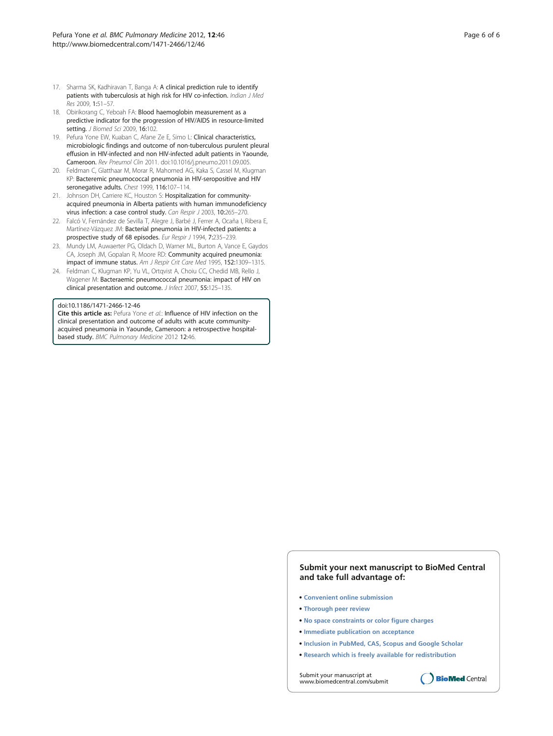17. Sharma SK, Kadhiravan T, Banga A: **A clinical prediction rule to identify patients with tuberculosis at high risk for HIV co-infection.** *Indian J Med Res* 2009, **1:**51–57.
18. Obirikorang C, Yeboah FA: **Blood haemoglobin measurement as a predictive indicator for the progression of HIV/AIDS in resource-limited setting.** *J Biomed Sci* 2009, **16:**102.
19. Pefura Yone EW, Kuaban C, Afane Ze E, Simo L: **Clinical characteristics, microbiologic findings and outcome of non-tuberculous purulent pleural effusion in HIV-infected and non HIV-infected adult patients in Yaounde, Cameroon.** *Rev Pneumol Clin* 2011. doi:10.1016/j.pneumo.2011.09.005.
20. Feldman C, Glatthaar M, Morar R, Mahomed AG, Kaka S, Cassel M, Klugman KP: **Bacteremic pneumococcal pneumonia in HIV-seropositive and HIV seronegative adults.** *Chest* 1999, **116:**107–114.
21. Johnson DH, Carriere KC, Houston S: **Hospitalization for community-acquired pneumonia in Alberta patients with human immunodeficiency virus infection: a case control study.** *Can Respir J* 2003, **10:**265–270.
22. Falcó V, Fernández de Sevilla T, Alegre J, Barbé J, Ferrer A, Ocaña I, Ribera E, Martínez-Vázquez JM: **Bacterial pneumonia in HIV-infected patients: a prospective study of 68 episodes.** *Eur Respir J* 1994, **7:**235–239.
23. Mundy LM, Auwaerter PG, Oldach D, Warner ML, Burton A, Vance E, Gaydos CA, Joseph JM, Gopalan R, Moore RD: **Community acquired pneumonia: impact of immune status.** *Am J Respir Crit Care Med* 1995, **152:**1309–1315.
24. Feldman C, Klugman KP, Yu VL, Ortqvist A, Choiu CC, Chedid MB, Rello J, Wagener M: **Bacteraemic pneumococcal pneumonia: impact of HIV on clinical presentation and outcome.** *J Infect* 2007, **55:**125–135.

doi:10.1186/1471-2466-12-46

**Cite this article as:** Pefura Yone *et al.*: Influence of HIV infection on the clinical presentation and outcome of adults with acute community-acquired pneumonia in Yaounde, Cameroon: a retrospective hospital-based study. *BMC Pulmonary Medicine* 2012 **12**:46.

**Submit your next manuscript to BioMed Central and take full advantage of:**

- **Convenient online submission**
- **Thorough peer review**
- **No space constraints or color figure charges**
- **Immediate publication on acceptance**
- **Inclusion in PubMed, CAS, Scopus and Google Scholar**
- **Research which is freely available for redistribution**

Submit your manuscript at www.biomedcentral.com/submit

BioMed Central